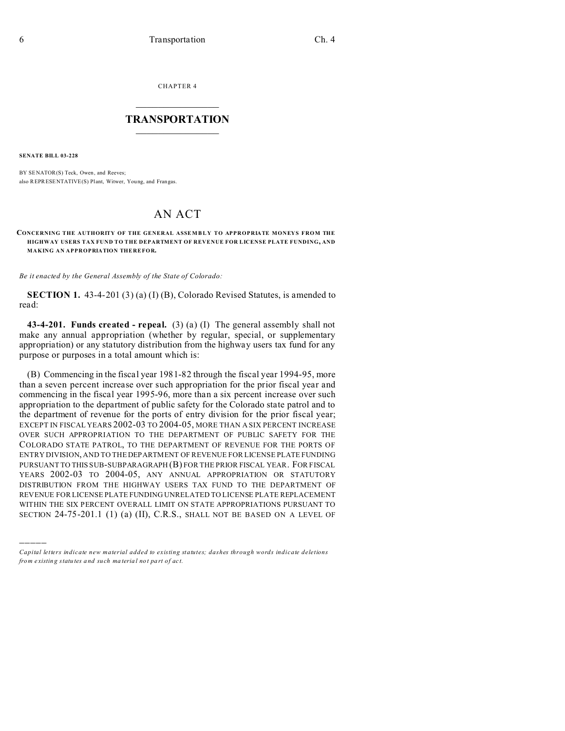CHAPTER 4

## TRANSPORTATION

**SENATE BILL 03-228**

BY SENATOR(S) Teck, Owen, and Reeves;
also REPRESENTATIVE(S) Plant, Witwer, Young, and Frangas.

# AN ACT

**CONCERNING THE AUTHORITY OF THE GENERAL ASSEMBLY TO APPROPRIATE MONEYS FROM THE HIGHWAY USERS TAX FUND TO THE DEPARTMENT OF REVENUE FOR LICENSE PLATE FUNDING, AND MAKING AN APPROPRIATION THEREFOR.**

*Be it enacted by the General Assembly of the State of Colorado:*

**SECTION 1.** 43-4-201 (3) (a) (I) (B), Colorado Revised Statutes, is amended to read:

**43-4-201. Funds created - repeal.** (3) (a) (I) The general assembly shall not make any annual appropriation (whether by regular, special, or supplementary appropriation) or any statutory distribution from the highway users tax fund for any purpose or purposes in a total amount which is:

(B) Commencing in the fiscal year 1981-82 through the fiscal year 1994-95, more than a seven percent increase over such appropriation for the prior fiscal year and commencing in the fiscal year 1995-96, more than a six percent increase over such appropriation to the department of public safety for the Colorado state patrol and to the department of revenue for the ports of entry division for the prior fiscal year; EXCEPT IN FISCAL YEARS 2002-03 TO 2004-05, MORE THAN A SIX PERCENT INCREASE OVER SUCH APPROPRIATION TO THE DEPARTMENT OF PUBLIC SAFETY FOR THE COLORADO STATE PATROL, TO THE DEPARTMENT OF REVENUE FOR THE PORTS OF ENTRY DIVISION, AND TO THE DEPARTMENT OF REVENUE FOR LICENSE PLATE FUNDING PURSUANT TO THIS SUB-SUBPARAGRAPH (B) FOR THE PRIOR FISCAL YEAR. FOR FISCAL YEARS 2002-03 TO 2004-05, ANY ANNUAL APPROPRIATION OR STATUTORY DISTRIBUTION FROM THE HIGHWAY USERS TAX FUND TO THE DEPARTMENT OF REVENUE FOR LICENSE PLATE FUNDING UNRELATED TO LICENSE PLATE REPLACEMENT WITHIN THE SIX PERCENT OVERALL LIMIT ON STATE APPROPRIATIONS PURSUANT TO SECTION 24-75-201.1 (1) (a) (II), C.R.S., SHALL NOT BE BASED ON A LEVEL OF

---

*Capital letters indicate new material added to existing statutes; dashes through words indicate deletions from existing statutes and such material not part of act.*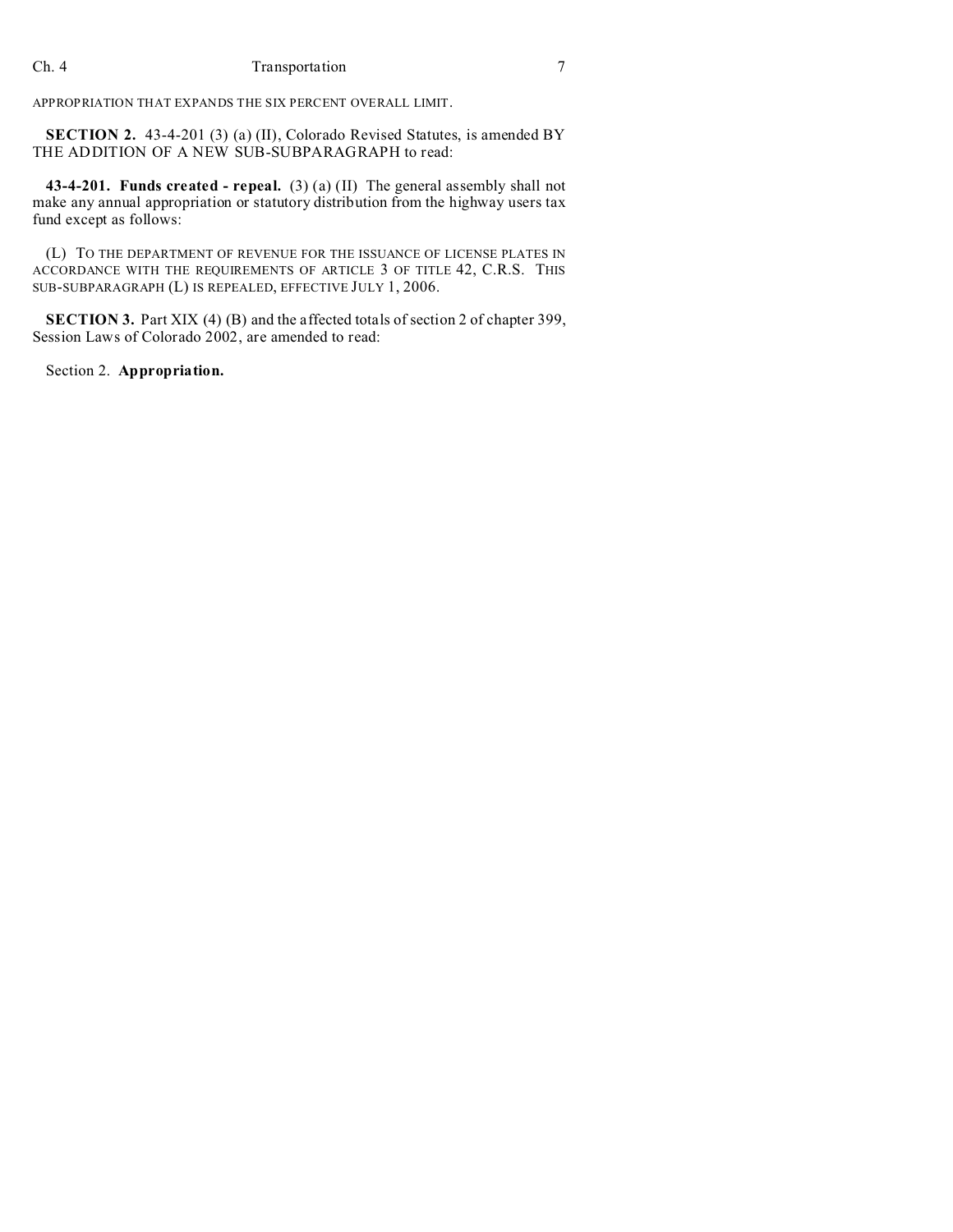APPROPRIATION THAT EXPANDS THE SIX PERCENT OVERALL LIMIT.

**SECTION 2.** 43-4-201 (3) (a) (II), Colorado Revised Statutes, is amended BY THE ADDITION OF A NEW SUB-SUBPARAGRAPH to read:

**43-4-201. Funds created - repeal.** (3) (a) (II) The general assembly shall not make any annual appropriation or statutory distribution from the highway users tax fund except as follows:

(L) TO THE DEPARTMENT OF REVENUE FOR THE ISSUANCE OF LICENSE PLATES IN ACCORDANCE WITH THE REQUIREMENTS OF ARTICLE 3 OF TITLE 42, C.R.S. THIS SUB-SUBPARAGRAPH (L) IS REPEALED, EFFECTIVE JULY 1, 2006.

**SECTION 3.** Part XIX (4) (B) and the affected totals of section 2 of chapter 399, Session Laws of Colorado 2002, are amended to read:

Section 2. **Appropriation.**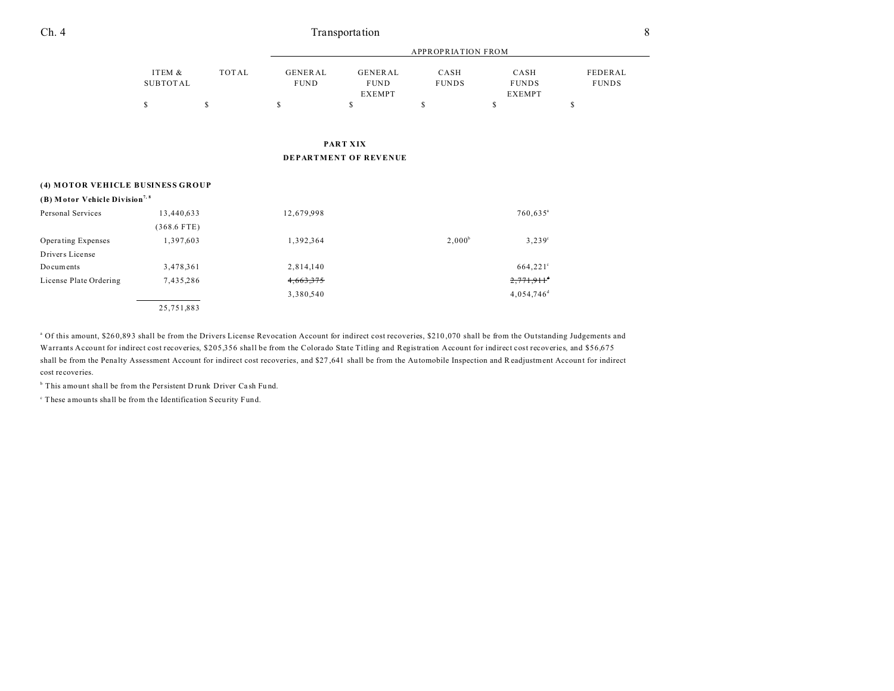## PART XIX

## DEPARTMENT OF REVENUE

| | ITEM & SUBTOTAL | TOTAL | APPROPRIATION FROM GENERAL FUND | GENERAL FUND EXEMPT | CASH FUNDS | CASH FUNDS EXEMPT | FEDERAL FUNDS |
|---|---|---|---|---|---|---|---|
| | $ | $ | $ | $ | $ | $ | $ |
| **(4) MOTOR VEHICLE BUSINESS GROUP** | | | | | | | |
| **(B) Motor Vehicle Division**[7, 8] | | | | | | | |
| Personal Services | 13,440,633 | | 12,679,998 | | | 760,635[a] | |
| | (368.6 FTE) | | | | | | |
| Operating Expenses | 1,397,603 | | 1,392,364 | | 2,000[b] | 3,239[c] | |
| Drivers License Documents | 3,478,361 | | 2,814,140 | | | 664,221[c] | |
| License Plate Ordering | 7,435,286 | | ~~4,663,375~~ | | | ~~2,771,911~~[d] | |
| | | | 3,380,540 | | | 4,054,746[d] | |
| | 25,751,883 | | | | | | |

[a] Of this amount, $260,893 shall be from the Drivers License Revocation Account for indirect cost recoveries, $210,070 shall be from the Outstanding Judgements and Warrants Account for indirect cost recoveries, $205,356 shall be from the Colorado State Titling and Registration Account for indirect cost recoveries, and $56,675 shall be from the Penalty Assessment Account for indirect cost recoveries, and $27,641 shall be from the Automobile Inspection and Readjustment Account for indirect cost recoveries.

[b] This amount shall be from the Persistent Drunk Driver Cash Fund.

[c] These amounts shall be from the Identification Security Fund.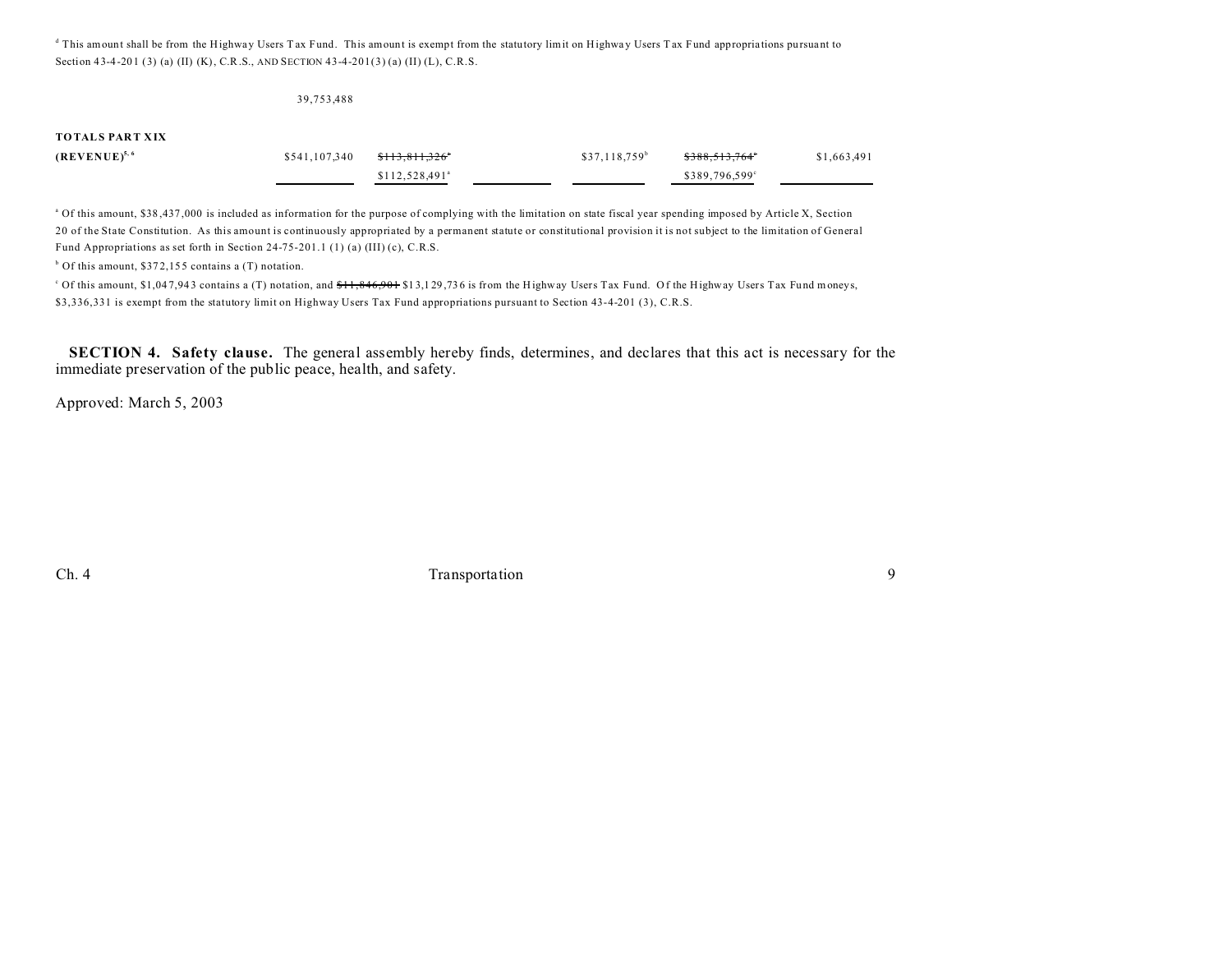[d] This amount shall be from the Highway Users Tax Fund. This amount is exempt from the statutory limit on Highway Users Tax Fund appropriations pursuant to Section 43-4-201 (3) (a) (II) (K), C.R.S., AND SECTION 43-4-201(3) (a) (II) (L), C.R.S.

39,753,488

| | | | | | | |
|---|---|---|---|---|---|---|
| **TOTALS PART XIX** | | | | | | |
| **(REVENUE)**[5, 6] | $541,107,340 | ~~$113,811,326~~[a] $112,528,491[a] | | $37,118,759[b] | ~~$388,513,764~~[c] $389,796,599[c] | $1,663,491 |

[a] Of this amount, $38,437,000 is included as information for the purpose of complying with the limitation on state fiscal year spending imposed by Article X, Section 20 of the State Constitution. As this amount is continuously appropriated by a permanent statute or constitutional provision it is not subject to the limitation of General Fund Appropriations as set forth in Section 24-75-201.1 (1) (a) (III) (c), C.R.S.

[b] Of this amount, $372,155 contains a (T) notation.

[c] Of this amount, $1,047,943 contains a (T) notation, and ~~$11,846,901~~ $13,129,736 is from the Highway Users Tax Fund. Of the Highway Users Tax Fund moneys, $3,336,331 is exempt from the statutory limit on Highway Users Tax Fund appropriations pursuant to Section 43-4-201 (3), C.R.S.

**SECTION 4. Safety clause.** The general assembly hereby finds, determines, and declares that this act is necessary for the immediate preservation of the public peace, health, and safety.

Approved: March 5, 2003